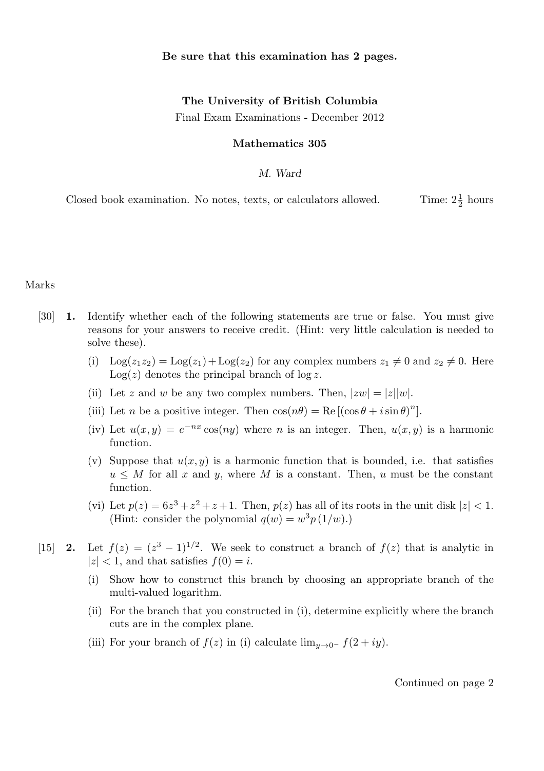**Be sure that this examination has 2 pages.**

**The University of British Columbia**

Final Exam Examinations - December 2012

**Mathematics 305**

*M. Ward*

Closed book examination. No notes, texts, or calculators allowed. Time: $2\frac{1}{2}$ hours

Marks

[30] **1.** Identify whether each of the following statements are true or false. You must give reasons for your answers to receive credit. (Hint: very little calculation is needed to solve these).

(i) $\text{Log}(z_1 z_2) = \text{Log}(z_1) + \text{Log}(z_2)$ for any complex numbers $z_1 \neq 0$ and $z_2 \neq 0$. Here $\text{Log}(z)$ denotes the principal branch of $\log z$.

(ii) Let $z$ and $w$ be any two complex numbers. Then, $|zw| = |z||w|$.

(iii) Let $n$ be a positive integer. Then $\cos(n\theta) = \text{Re}\left[(\cos\theta + i\sin\theta)^n\right]$.

(iv) Let $u(x, y) = e^{-nx}\cos(ny)$ where $n$ is an integer. Then, $u(x, y)$ is a harmonic function.

(v) Suppose that $u(x, y)$ is a harmonic function that is bounded, i.e. that satisfies $u \leq M$ for all $x$ and $y$, where $M$ is a constant. Then, $u$ must be the constant function.

(vi) Let $p(z) = 6z^3 + z^2 + z + 1$. Then, $p(z)$ has all of its roots in the unit disk $|z| < 1$. (Hint: consider the polynomial $q(w) = w^3 p(1/w)$.)

[15] **2.** Let $f(z) = (z^3 - 1)^{1/2}$. We seek to construct a branch of $f(z)$ that is analytic in $|z| < 1$, and that satisfies $f(0) = i$.

(i) Show how to construct this branch by choosing an appropriate branch of the multi-valued logarithm.

(ii) For the branch that you constructed in (i), determine explicitly where the branch cuts are in the complex plane.

(iii) For your branch of $f(z)$ in (i) calculate $\lim_{y \to 0^-} f(2 + iy)$.

Continued on page 2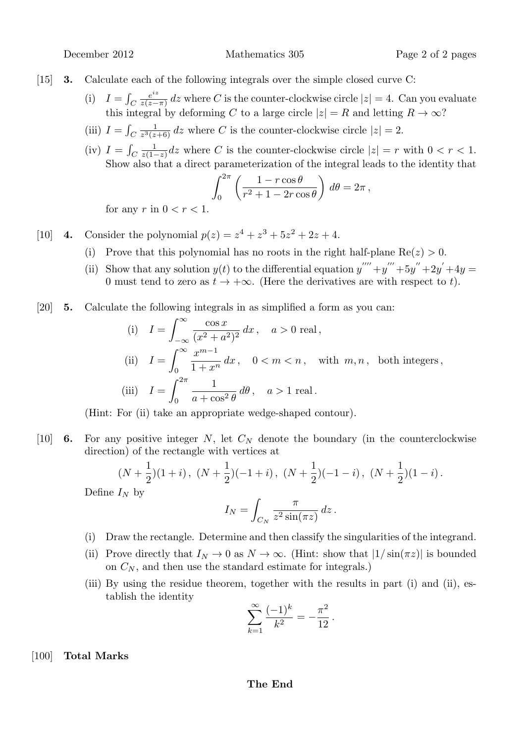[15] **3.** Calculate each of the following integrals over the simple closed curve C:

(i) $I = \int_C \frac{e^{iz}}{z(z-\pi)}\, dz$ where $C$ is the counter-clockwise circle $|z| = 4$. Can you evaluate this integral by deforming $C$ to a large circle $|z| = R$ and letting $R \to \infty$?

(iii) $I = \int_C \frac{1}{z^3(z+6)}\, dz$ where $C$ is the counter-clockwise circle $|z| = 2$.

(iv) $I = \int_C \frac{1}{z(1-z)} dz$ where $C$ is the counter-clockwise circle $|z| = r$ with $0 < r < 1$. Show also that a direct parameterization of the integral leads to the identity that

$$\int_0^{2\pi} \left( \frac{1 - r\cos\theta}{r^2 + 1 - 2r\cos\theta} \right) d\theta = 2\pi \,,$$

for any $r$ in $0 < r < 1$.

[10] **4.** Consider the polynomial $p(z) = z^4 + z^3 + 5z^2 + 2z + 4$.

(i) Prove that this polynomial has no roots in the right half-plane $\text{Re}(z) > 0$.

(ii) Show that any solution $y(t)$ to the differential equation $y'''' + y''' + 5y'' + 2y' + 4y = 0$ must tend to zero as $t \to +\infty$. (Here the derivatives are with respect to $t$).

[20] **5.** Calculate the following integrals in as simplified a form as you can:

$$\text{(i)} \quad I = \int_{-\infty}^{\infty} \frac{\cos x}{(x^2 + a^2)^2}\, dx \,, \quad a > 0 \text{ real} \,,$$

$$\text{(ii)} \quad I = \int_0^{\infty} \frac{x^{m-1}}{1 + x^n}\, dx \,, \quad 0 < m < n \,, \quad \text{with } m, n \,, \text{ both integers} \,,$$

$$\text{(iii)} \quad I = \int_0^{2\pi} \frac{1}{a + \cos^2\theta}\, d\theta \,, \quad a > 1 \text{ real} \,.$$

(Hint: For (ii) take an appropriate wedge-shaped contour).

[10] **6.** For any positive integer $N$, let $C_N$ denote the boundary (in the counterclockwise direction) of the rectangle with vertices at

$$(N + \frac{1}{2})(1 + i) \,, \; (N + \frac{1}{2})(-1 + i) \,, \; (N + \frac{1}{2})(-1 - i) \,, \; (N + \frac{1}{2})(1 - i) \,.$$

Define $I_N$ by

$$I_N = \int_{C_N} \frac{\pi}{z^2 \sin(\pi z)}\, dz \,.$$

(i) Draw the rectangle. Determine and then classify the singularities of the integrand.

(ii) Prove directly that $I_N \to 0$ as $N \to \infty$. (Hint: show that $|1/\sin(\pi z)|$ is bounded on $C_N$, and then use the standard estimate for integrals.)

(iii) By using the residue theorem, together with the results in part (i) and (ii), establish the identity

$$\sum_{k=1}^{\infty} \frac{(-1)^k}{k^2} = -\frac{\pi^2}{12} \,.$$

[100] **Total Marks**

**The End**